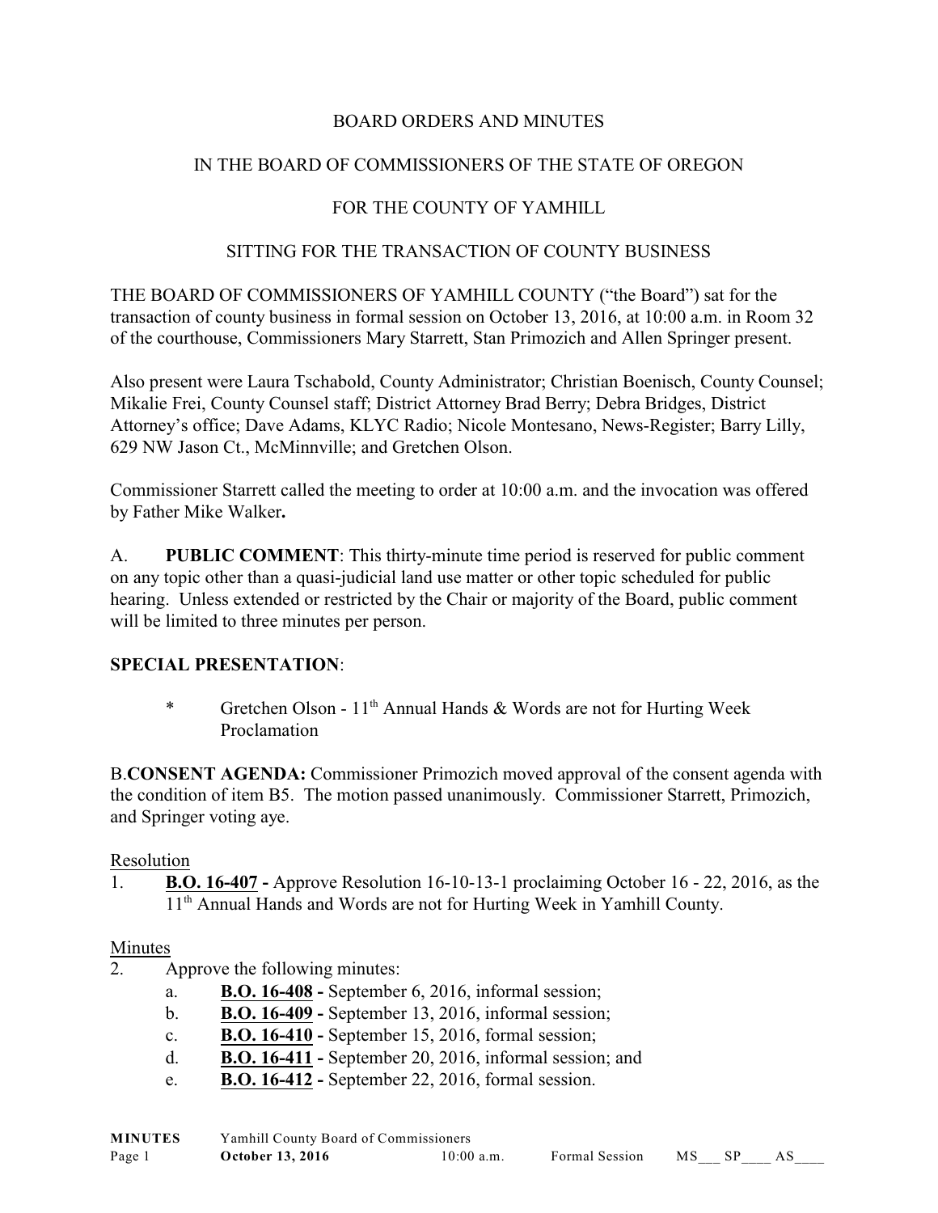BOARD ORDERS AND MINUTES

IN THE BOARD OF COMMISSIONERS OF THE STATE OF OREGON

FOR THE COUNTY OF YAMHILL

SITTING FOR THE TRANSACTION OF COUNTY BUSINESS

THE BOARD OF COMMISSIONERS OF YAMHILL COUNTY ("the Board") sat for the transaction of county business in formal session on October 13, 2016, at 10:00 a.m. in Room 32 of the courthouse, Commissioners Mary Starrett, Stan Primozich and Allen Springer present.

Also present were Laura Tschabold, County Administrator; Christian Boenisch, County Counsel; Mikalie Frei, County Counsel staff; District Attorney Brad Berry; Debra Bridges, District Attorney's office; Dave Adams, KLYC Radio; Nicole Montesano, News-Register; Barry Lilly, 629 NW Jason Ct., McMinnville; and Gretchen Olson.

Commissioner Starrett called the meeting to order at 10:00 a.m. and the invocation was offered by Father Mike Walker**.**

A. **PUBLIC COMMENT**: This thirty-minute time period is reserved for public comment on any topic other than a quasi-judicial land use matter or other topic scheduled for public hearing. Unless extended or restricted by the Chair or majority of the Board, public comment will be limited to three minutes per person.

**SPECIAL PRESENTATION**:

* Gretchen Olson - 11th Annual Hands & Words are not for Hurting Week Proclamation

B.**CONSENT AGENDA:** Commissioner Primozich moved approval of the consent agenda with the condition of item B5. The motion passed unanimously. Commissioner Starrett, Primozich, and Springer voting aye.

Resolution

1. **B.O. 16-407 -** Approve Resolution 16-10-13-1 proclaiming October 16 - 22, 2016, as the 11th Annual Hands and Words are not for Hurting Week in Yamhill County.

Minutes

2. Approve the following minutes:
   a. **B.O. 16-408 -** September 6, 2016, informal session;
   b. **B.O. 16-409 -** September 13, 2016, informal session;
   c. **B.O. 16-410 -** September 15, 2016, formal session;
   d. **B.O. 16-411 -** September 20, 2016, informal session; and
   e. **B.O. 16-412 -** September 22, 2016, formal session.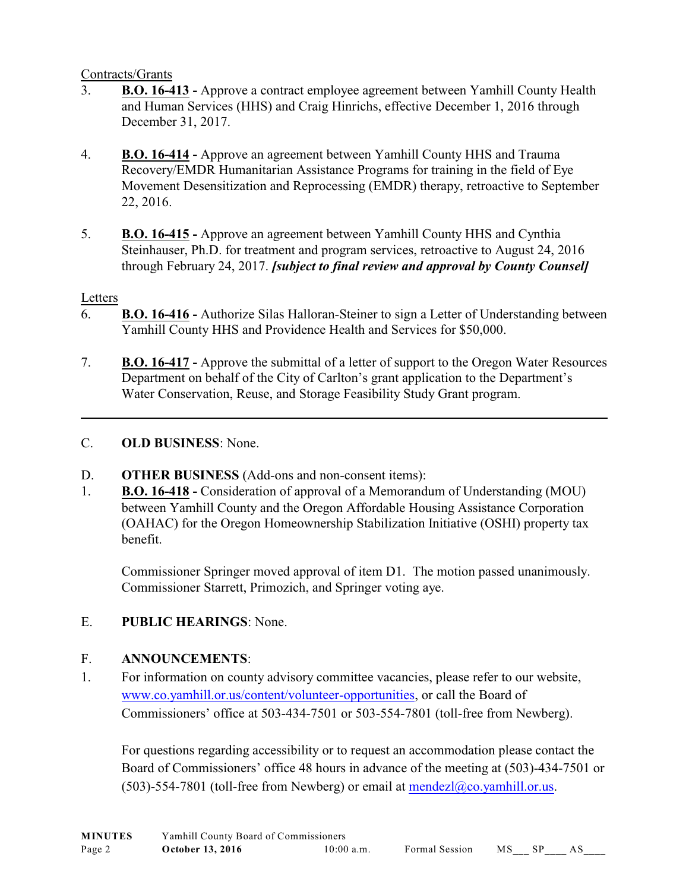Contracts/Grants

3. **B.O. 16-413 -** Approve a contract employee agreement between Yamhill County Health and Human Services (HHS) and Craig Hinrichs, effective December 1, 2016 through December 31, 2017.

4. **B.O. 16-414 -** Approve an agreement between Yamhill County HHS and Trauma Recovery/EMDR Humanitarian Assistance Programs for training in the field of Eye Movement Desensitization and Reprocessing (EMDR) therapy, retroactive to September 22, 2016.

5. **B.O. 16-415 -** Approve an agreement between Yamhill County HHS and Cynthia Steinhauser, Ph.D. for treatment and program services, retroactive to August 24, 2016 through February 24, 2017. ***[subject to final review and approval by County Counsel]***

Letters

6. **B.O. 16-416 -** Authorize Silas Halloran-Steiner to sign a Letter of Understanding between Yamhill County HHS and Providence Health and Services for $50,000.

7. **B.O. 16-417 -** Approve the submittal of a letter of support to the Oregon Water Resources Department on behalf of the City of Carlton's grant application to the Department's Water Conservation, Reuse, and Storage Feasibility Study Grant program.

---

C. **OLD BUSINESS**: None.

D. **OTHER BUSINESS** (Add-ons and non-consent items):

1. **B.O. 16-418 -** Consideration of approval of a Memorandum of Understanding (MOU) between Yamhill County and the Oregon Affordable Housing Assistance Corporation (OAHAC) for the Oregon Homeownership Stabilization Initiative (OSHI) property tax benefit.

   Commissioner Springer moved approval of item D1. The motion passed unanimously. Commissioner Starrett, Primozich, and Springer voting aye.

E. **PUBLIC HEARINGS**: None.

F. **ANNOUNCEMENTS**:

1. For information on county advisory committee vacancies, please refer to our website, www.co.yamhill.or.us/content/volunteer-opportunities, or call the Board of Commissioners' office at 503-434-7501 or 503-554-7801 (toll-free from Newberg).

   For questions regarding accessibility or to request an accommodation please contact the Board of Commissioners' office 48 hours in advance of the meeting at (503)-434-7501 or (503)-554-7801 (toll-free from Newberg) or email at mendezl@co.yamhill.or.us.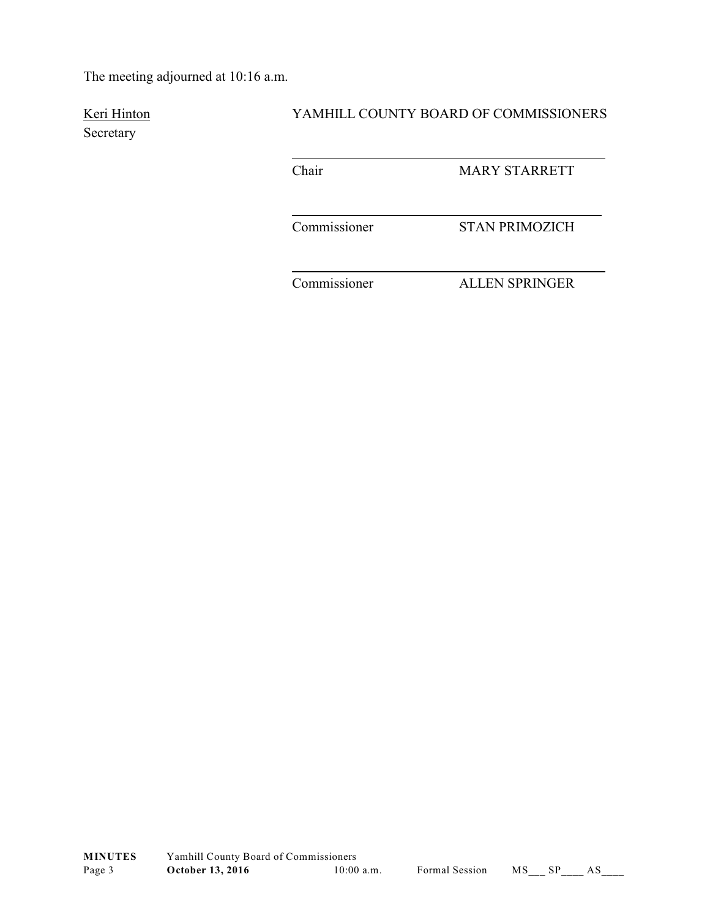The meeting adjourned at 10:16 a.m.

Keri Hinton
Secretary

YAMHILL COUNTY BOARD OF COMMISSIONERS

Chair MARY STARRETT

Commissioner STAN PRIMOZICH

Commissioner ALLEN SPRINGER